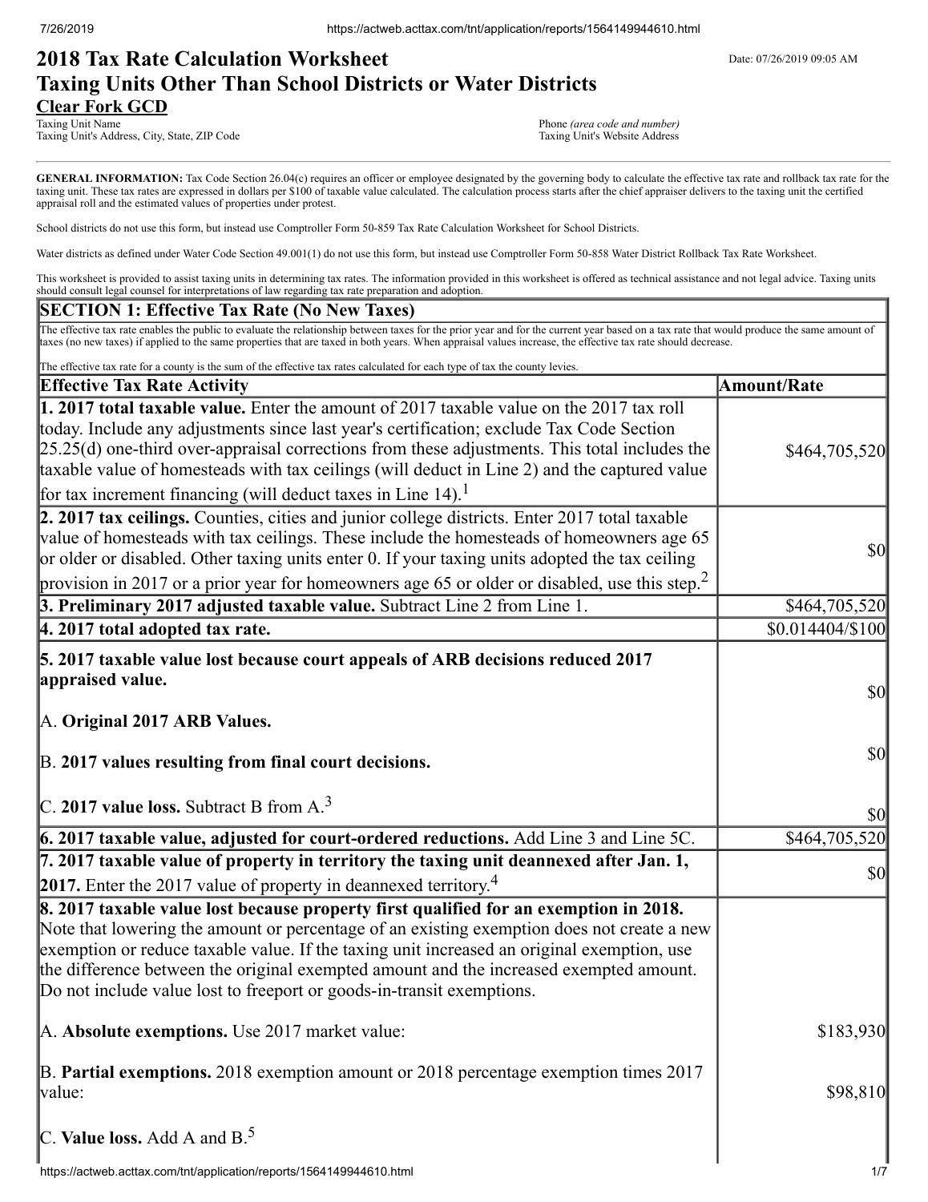# 2018 Tax Rate Calculation Worksheet
## Taxing Units Other Than School Districts or Water Districts

Date: 07/26/2019 09:05 AM

**Clear Fork GCD**
Taxing Unit Name
Taxing Unit's Address, City, State, ZIP Code

Phone *(area code and number)*
Taxing Unit's Website Address

**GENERAL INFORMATION:** Tax Code Section 26.04(c) requires an officer or employee designated by the governing body to calculate the effective tax rate and rollback tax rate for the taxing unit. These tax rates are expressed in dollars per $100 of taxable value calculated. The calculation process starts after the chief appraiser delivers to the taxing unit the certified appraisal roll and the estimated values of properties under protest.

School districts do not use this form, but instead use Comptroller Form 50-859 Tax Rate Calculation Worksheet for School Districts.

Water districts as defined under Water Code Section 49.001(1) do not use this form, but instead use Comptroller Form 50-858 Water District Rollback Tax Rate Worksheet.

This worksheet is provided to assist taxing units in determining tax rates. The information provided in this worksheet is offered as technical assistance and not legal advice. Taxing units should consult legal counsel for interpretations of law regarding tax rate preparation and adoption.

### SECTION 1: Effective Tax Rate (No New Taxes)

The effective tax rate enables the public to evaluate the relationship between taxes for the prior year and for the current year based on a tax rate that would produce the same amount of taxes (no new taxes) if applied to the same properties that are taxed in both years. When appraisal values increase, the effective tax rate should decrease.

The effective tax rate for a county is the sum of the effective tax rates calculated for each type of tax the county levies.

| Effective Tax Rate Activity | Amount/Rate |
|---|---|
| **1. 2017 total taxable value.** Enter the amount of 2017 taxable value on the 2017 tax roll today. Include any adjustments since last year's certification; exclude Tax Code Section 25.25(d) one-third over-appraisal corrections from these adjustments. This total includes the taxable value of homesteads with tax ceilings (will deduct in Line 2) and the captured value for tax increment financing (will deduct taxes in Line 14).[1] | $464,705,520 |
| **2. 2017 tax ceilings.** Counties, cities and junior college districts. Enter 2017 total taxable value of homesteads with tax ceilings. These include the homesteads of homeowners age 65 or older or disabled. Other taxing units enter 0. If your taxing units adopted the tax ceiling provision in 2017 or a prior year for homeowners age 65 or older or disabled, use this step.[2] | $0 |
| **3. Preliminary 2017 adjusted taxable value.** Subtract Line 2 from Line 1. | $464,705,520 |
| **4. 2017 total adopted tax rate.** | $0.014404/$100 |
| **5. 2017 taxable value lost because court appeals of ARB decisions reduced 2017 appraised value.** | |
| A. **Original 2017 ARB Values.** | $0 |
| B. **2017 values resulting from final court decisions.** | $0 |
| C. **2017 value loss.** Subtract B from A.[3] | $0 |
| **6. 2017 taxable value, adjusted for court-ordered reductions.** Add Line 3 and Line 5C. | $464,705,520 |
| **7. 2017 taxable value of property in territory the taxing unit deannexed after Jan. 1, 2017.** Enter the 2017 value of property in deannexed territory.[4] | $0 |
| **8. 2017 taxable value lost because property first qualified for an exemption in 2018.** Note that lowering the amount or percentage of an existing exemption does not create a new exemption or reduce taxable value. If the taxing unit increased an original exemption, use the difference between the original exempted amount and the increased exempted amount. Do not include value lost to freeport or goods-in-transit exemptions. | |
| A. **Absolute exemptions.** Use 2017 market value: | $183,930 |
| B. **Partial exemptions.** 2018 exemption amount or 2018 percentage exemption times 2017 value: | $98,810 |
| C. **Value loss.** Add A and B.[5] | |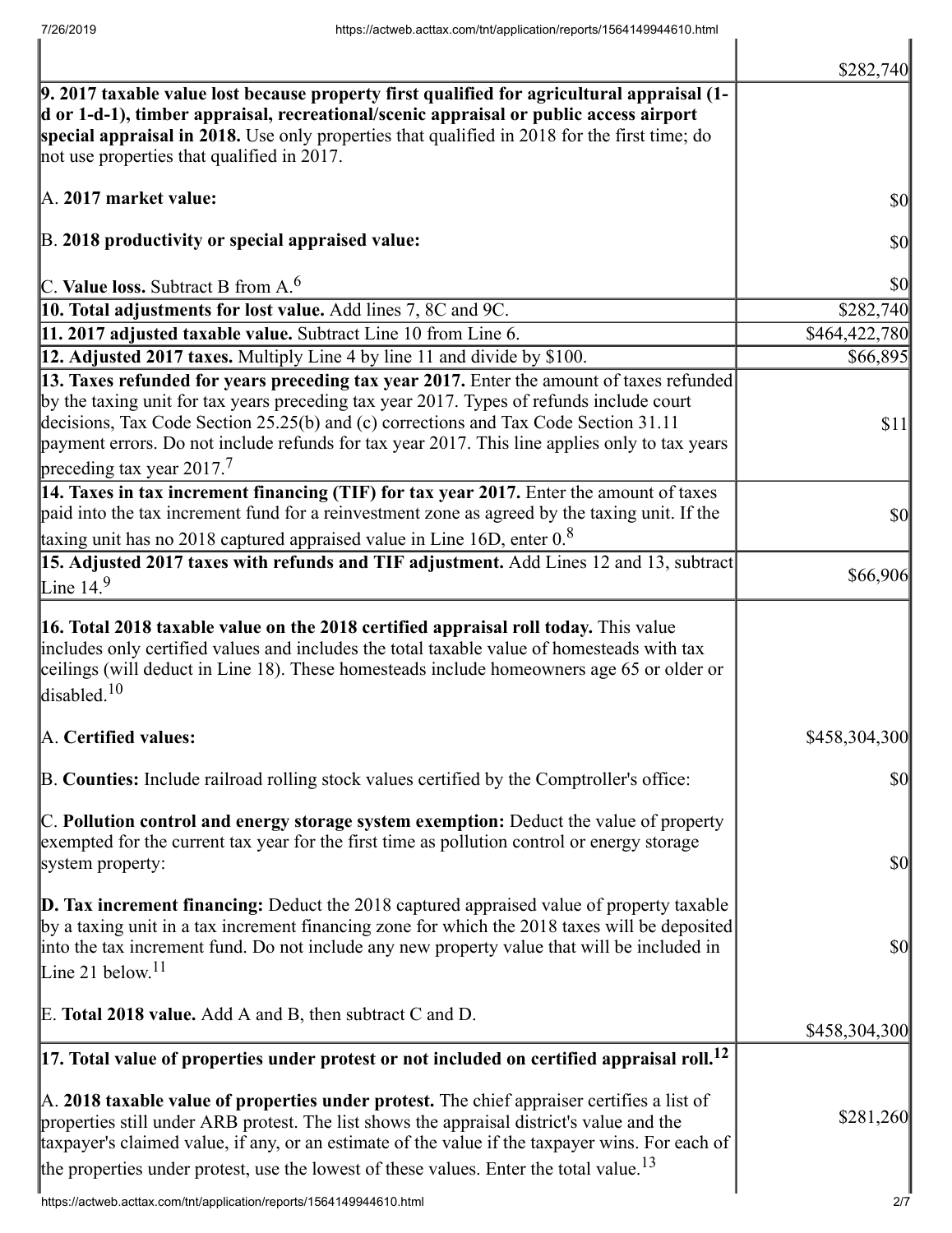| | |
|---|---|
| | $282,740 |
| **9. 2017 taxable value lost because property first qualified for agricultural appraisal (1-d or 1-d-1), timber appraisal, recreational/scenic appraisal or public access airport special appraisal in 2018.** Use only properties that qualified in 2018 for the first time; do not use properties that qualified in 2017. | |
| A. **2017 market value:** | $0 |
| B. **2018 productivity or special appraised value:** | $0 |
| C. **Value loss.** Subtract B from A.[6] | $0 |
| **10. Total adjustments for lost value.** Add lines 7, 8C and 9C. | $282,740 |
| **11. 2017 adjusted taxable value.** Subtract Line 10 from Line 6. | $464,422,780 |
| **12. Adjusted 2017 taxes.** Multiply Line 4 by line 11 and divide by $100. | $66,895 |
| **13. Taxes refunded for years preceding tax year 2017.** Enter the amount of taxes refunded by the taxing unit for tax years preceding tax year 2017. Types of refunds include court decisions, Tax Code Section 25.25(b) and (c) corrections and Tax Code Section 31.11 payment errors. Do not include refunds for tax year 2017. This line applies only to tax years preceding tax year 2017.[7] | $11 |
| **14. Taxes in tax increment financing (TIF) for tax year 2017.** Enter the amount of taxes paid into the tax increment fund for a reinvestment zone as agreed by the taxing unit. If the taxing unit has no 2018 captured appraised value in Line 16D, enter 0.[8] | $0 |
| **15. Adjusted 2017 taxes with refunds and TIF adjustment.** Add Lines 12 and 13, subtract Line 14.[9] | $66,906 |
| **16. Total 2018 taxable value on the 2018 certified appraisal roll today.** This value includes only certified values and includes the total taxable value of homesteads with tax ceilings (will deduct in Line 18). These homesteads include homeowners age 65 or older or disabled.[10] | |
| A. **Certified values:** | $458,304,300 |
| B. **Counties:** Include railroad rolling stock values certified by the Comptroller's office: | $0 |
| C. **Pollution control and energy storage system exemption:** Deduct the value of property exempted for the current tax year for the first time as pollution control or energy storage system property: | $0 |
| **D. Tax increment financing:** Deduct the 2018 captured appraised value of property taxable by a taxing unit in a tax increment financing zone for which the 2018 taxes will be deposited into the tax increment fund. Do not include any new property value that will be included in Line 21 below.[11] | $0 |
| E. **Total 2018 value.** Add A and B, then subtract C and D. | $458,304,300 |
| **17. Total value of properties under protest or not included on certified appraisal roll.[12]** | |
| A. **2018 taxable value of properties under protest.** The chief appraiser certifies a list of properties still under ARB protest. The list shows the appraisal district's value and the taxpayer's claimed value, if any, or an estimate of the value if the taxpayer wins. For each of the properties under protest, use the lowest of these values. Enter the total value.[13] | $281,260 |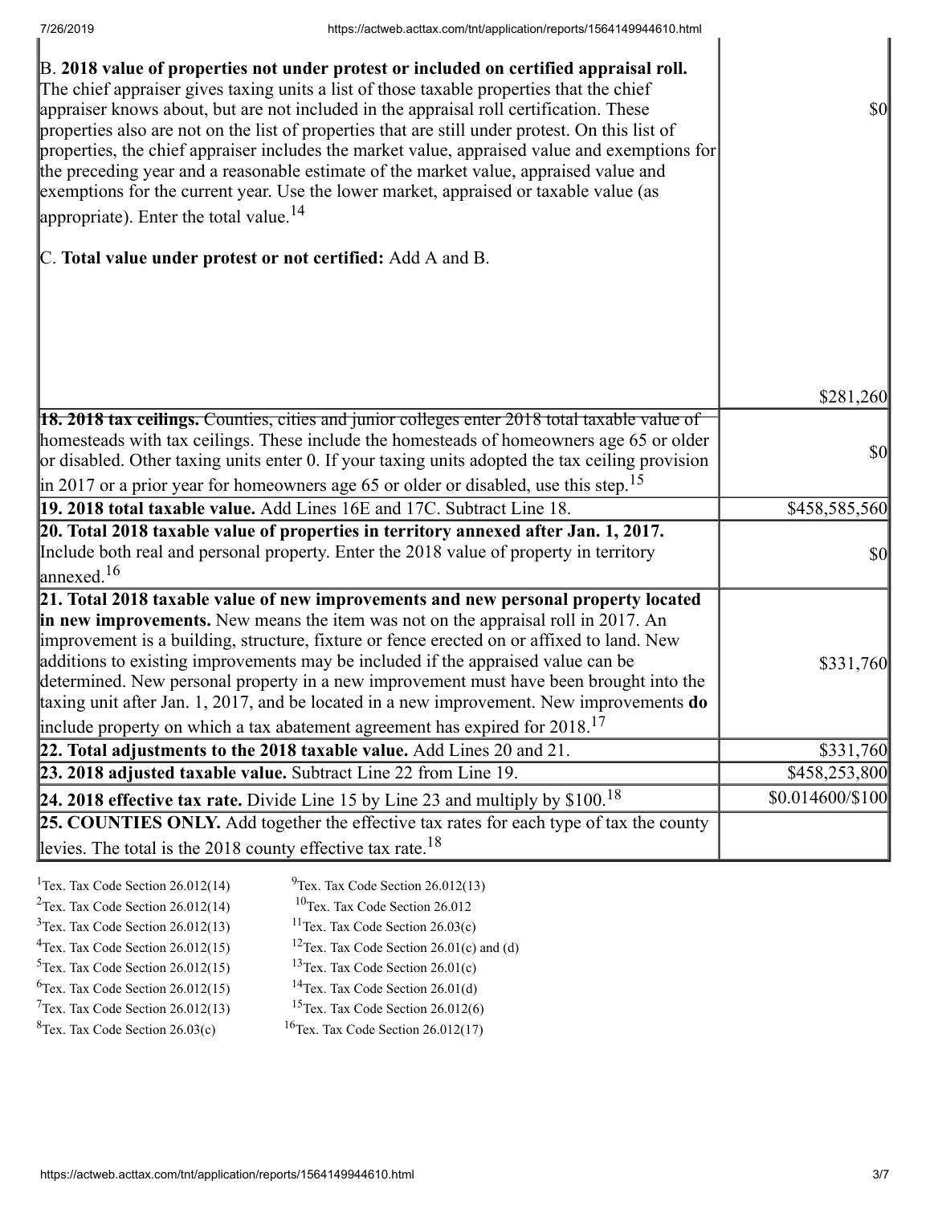| | |
|---|---|
| B. **2018 value of properties not under protest or included on certified appraisal roll.** The chief appraiser gives taxing units a list of those taxable properties that the chief appraiser knows about, but are not included in the appraisal roll certification. These properties also are not on the list of properties that are still under protest. On this list of properties, the chief appraiser includes the market value, appraised value and exemptions for the preceding year and a reasonable estimate of the market value, appraised value and exemptions for the current year. Use the lower market, appraised or taxable value (as appropriate). Enter the total value.[14] <br><br> C. **Total value under protest or not certified:** Add A and B. | $0 <br><br> $281,260 |
| **18. 2018 tax ceilings.** Counties, cities and junior colleges enter 2018 total taxable value of homesteads with tax ceilings. These include the homesteads of homeowners age 65 or older or disabled. Other taxing units enter 0. If your taxing units adopted the tax ceiling provision in 2017 or a prior year for homeowners age 65 or older or disabled, use this step.[15] | $0 |
| **19. 2018 total taxable value.** Add Lines 16E and 17C. Subtract Line 18. | $458,585,560 |
| **20. Total 2018 taxable value of properties in territory annexed after Jan. 1, 2017.** Include both real and personal property. Enter the 2018 value of property in territory annexed.[16] | $0 |
| **21. Total 2018 taxable value of new improvements and new personal property located in new improvements.** New means the item was not on the appraisal roll in 2017. An improvement is a building, structure, fixture or fence erected on or affixed to land. New additions to existing improvements may be included if the appraised value can be determined. New personal property in a new improvement must have been brought into the taxing unit after Jan. 1, 2017, and be located in a new improvement. New improvements **do** include property on which a tax abatement agreement has expired for 2018.[17] | $331,760 |
| **22. Total adjustments to the 2018 taxable value.** Add Lines 20 and 21. | $331,760 |
| **23. 2018 adjusted taxable value.** Subtract Line 22 from Line 19. | $458,253,800 |
| **24. 2018 effective tax rate.** Divide Line 15 by Line 23 and multiply by $100.[18] | $0.014600/$100 |
| **25. COUNTIES ONLY.** Add together the effective tax rates for each type of tax the county levies. The total is the 2018 county effective tax rate.[18] | |

[1]Tex. Tax Code Section 26.012(14)
[2]Tex. Tax Code Section 26.012(14)
[3]Tex. Tax Code Section 26.012(13)
[4]Tex. Tax Code Section 26.012(15)
[5]Tex. Tax Code Section 26.012(15)
[6]Tex. Tax Code Section 26.012(15)
[7]Tex. Tax Code Section 26.012(13)
[8]Tex. Tax Code Section 26.03(c)
[9]Tex. Tax Code Section 26.012(13)
[10]Tex. Tax Code Section 26.012
[11]Tex. Tax Code Section 26.03(c)
[12]Tex. Tax Code Section 26.01(c) and (d)
[13]Tex. Tax Code Section 26.01(c)
[14]Tex. Tax Code Section 26.01(d)
[15]Tex. Tax Code Section 26.012(6)
[16]Tex. Tax Code Section 26.012(17)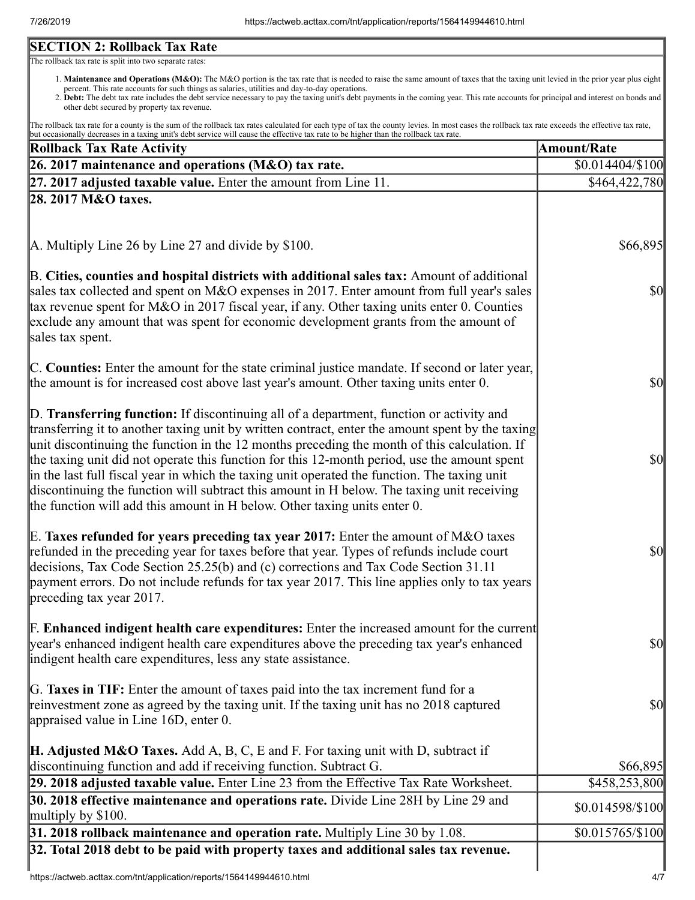## SECTION 2: Rollback Tax Rate

The rollback tax rate is split into two separate rates:

1. **Maintenance and Operations (M&O):** The M&O portion is the tax rate that is needed to raise the same amount of taxes that the taxing unit levied in the prior year plus eight percent. This rate accounts for such things as salaries, utilities and day-to-day operations.
2. **Debt:** The debt tax rate includes the debt service necessary to pay the taxing unit's debt payments in the coming year. This rate accounts for principal and interest on bonds and other debt secured by property tax revenue.

The rollback tax rate for a county is the sum of the rollback tax rates calculated for each type of tax the county levies. In most cases the rollback tax rate exceeds the effective tax rate, but occasionally decreases in a taxing unit's debt service will cause the effective tax rate to be higher than the rollback tax rate.

| Rollback Tax Rate Activity | Amount/Rate |
|---|---|
| **26. 2017 maintenance and operations (M&O) tax rate.** | $0.014404/$100 |
| **27. 2017 adjusted taxable value.** Enter the amount from Line 11. | $464,422,780 |
| **28. 2017 M&O taxes.** | |
| A. Multiply Line 26 by Line 27 and divide by $100. | $66,895 |
| B. **Cities, counties and hospital districts with additional sales tax:** Amount of additional sales tax collected and spent on M&O expenses in 2017. Enter amount from full year's sales tax revenue spent for M&O in 2017 fiscal year, if any. Other taxing units enter 0. Counties exclude any amount that was spent for economic development grants from the amount of sales tax spent. | $0 |
| C. **Counties:** Enter the amount for the state criminal justice mandate. If second or later year, the amount is for increased cost above last year's amount. Other taxing units enter 0. | $0 |
| D. **Transferring function:** If discontinuing all of a department, function or activity and transferring it to another taxing unit by written contract, enter the amount spent by the taxing unit discontinuing the function in the 12 months preceding the month of this calculation. If the taxing unit did not operate this function for this 12-month period, use the amount spent in the last full fiscal year in which the taxing unit operated the function. The taxing unit discontinuing the function will subtract this amount in H below. The taxing unit receiving the function will add this amount in H below. Other taxing units enter 0. | $0 |
| E. **Taxes refunded for years preceding tax year 2017:** Enter the amount of M&O taxes refunded in the preceding year for taxes before that year. Types of refunds include court decisions, Tax Code Section 25.25(b) and (c) corrections and Tax Code Section 31.11 payment errors. Do not include refunds for tax year 2017. This line applies only to tax years preceding tax year 2017. | $0 |
| F. **Enhanced indigent health care expenditures:** Enter the increased amount for the current year's enhanced indigent health care expenditures above the preceding tax year's enhanced indigent health care expenditures, less any state assistance. | $0 |
| G. **Taxes in TIF:** Enter the amount of taxes paid into the tax increment fund for a reinvestment zone as agreed by the taxing unit. If the taxing unit has no 2018 captured appraised value in Line 16D, enter 0. | $0 |
| **H. Adjusted M&O Taxes.** Add A, B, C, E and F. For taxing unit with D, subtract if discontinuing function and add if receiving function. Subtract G. | $66,895 |
| **29. 2018 adjusted taxable value.** Enter Line 23 from the Effective Tax Rate Worksheet. | $458,253,800 |
| **30. 2018 effective maintenance and operations rate.** Divide Line 28H by Line 29 and multiply by $100. | $0.014598/$100 |
| **31. 2018 rollback maintenance and operation rate.** Multiply Line 30 by 1.08. | $0.015765/$100 |
| **32. Total 2018 debt to be paid with property taxes and additional sales tax revenue.** | |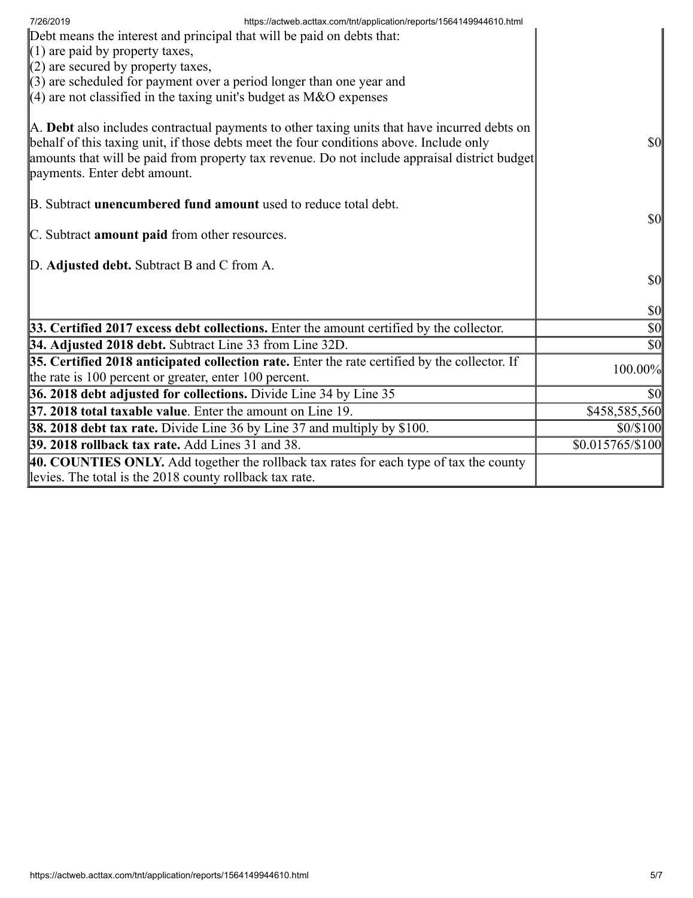| | |
|---|---|
| Debt means the interest and principal that will be paid on debts that:<br>(1) are paid by property taxes,<br>(2) are secured by property taxes,<br>(3) are scheduled for payment over a period longer than one year and<br>(4) are not classified in the taxing unit's budget as M&O expenses<br><br>A. **Debt** also includes contractual payments to other taxing units that have incurred debts on behalf of this taxing unit, if those debts meet the four conditions above. Include only amounts that will be paid from property tax revenue. Do not include appraisal district budget payments. Enter debt amount.<br><br>B. Subtract **unencumbered fund amount** used to reduce total debt.<br><br>C. Subtract **amount paid** from other resources.<br><br>D. **Adjusted debt.** Subtract B and C from A. | $0<br><br>$0<br><br>$0<br><br>$0 |
| **33. Certified 2017 excess debt collections.** Enter the amount certified by the collector. | $0 |
| **34. Adjusted 2018 debt.** Subtract Line 33 from Line 32D. | $0 |
| **35. Certified 2018 anticipated collection rate.** Enter the rate certified by the collector. If the rate is 100 percent or greater, enter 100 percent. | 100.00% |
| **36. 2018 debt adjusted for collections.** Divide Line 34 by Line 35 | $0 |
| **37. 2018 total taxable value**. Enter the amount on Line 19. | $458,585,560 |
| **38. 2018 debt tax rate.** Divide Line 36 by Line 37 and multiply by $100. | $0/$100 |
| **39. 2018 rollback tax rate.** Add Lines 31 and 38. | $0.015765/$100 |
| **40. COUNTIES ONLY.** Add together the rollback tax rates for each type of tax the county levies. The total is the 2018 county rollback tax rate. | |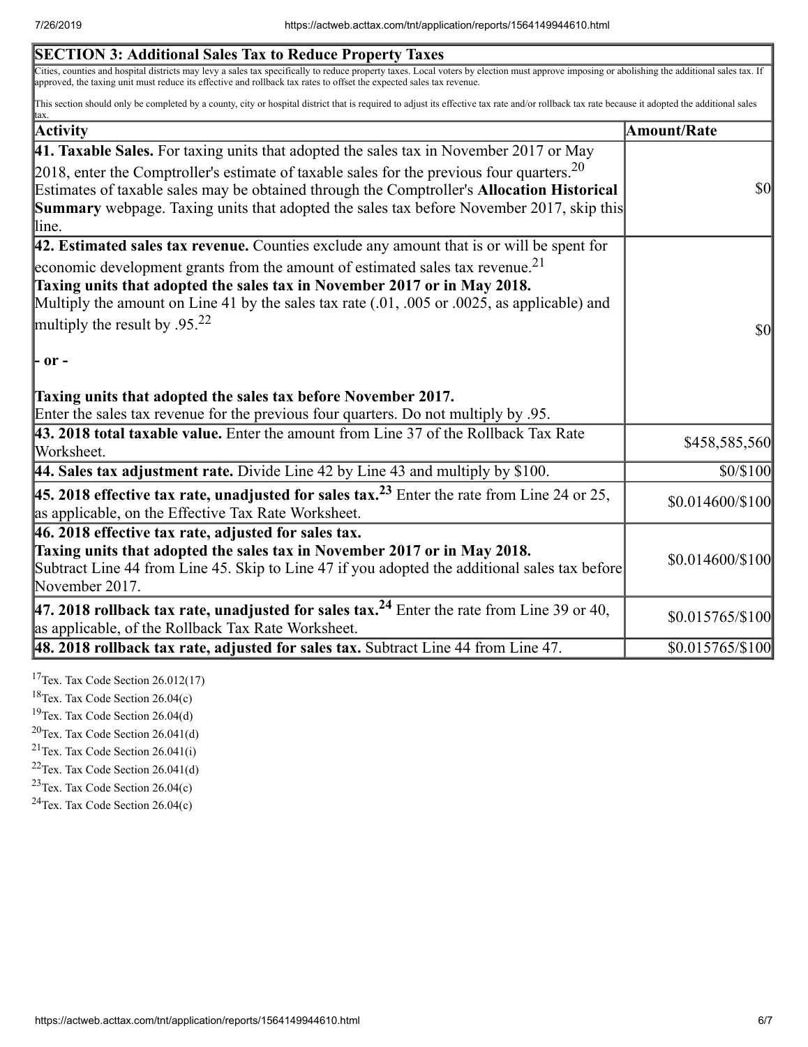| SECTION 3: Additional Sales Tax to Reduce Property Taxes | |
|---|---|
| Cities, counties and hospital districts may levy a sales tax specifically to reduce property taxes. Local voters by election must approve imposing or abolishing the additional sales tax. If approved, the taxing unit must reduce its effective and rollback tax rates to offset the expected sales tax revenue.<br><br>This section should only be completed by a county, city or hospital district that is required to adjust its effective tax rate and/or rollback tax rate because it adopted the additional sales tax. | |
| **Activity** | **Amount/Rate** |
| **41. Taxable Sales.** For taxing units that adopted the sales tax in November 2017 or May 2018, enter the Comptroller's estimate of taxable sales for the previous four quarters.[20] Estimates of taxable sales may be obtained through the Comptroller's **Allocation Historical Summary** webpage. Taxing units that adopted the sales tax before November 2017, skip this line. | $0 |
| **42. Estimated sales tax revenue.** Counties exclude any amount that is or will be spent for economic development grants from the amount of estimated sales tax revenue.[21]<br>**Taxing units that adopted the sales tax in November 2017 or in May 2018.** Multiply the amount on Line 41 by the sales tax rate (.01, .005 or .0025, as applicable) and multiply the result by .95.[22]<br><br>**- or -**<br><br>**Taxing units that adopted the sales tax before November 2017.** Enter the sales tax revenue for the previous four quarters. Do not multiply by .95. | $0 |
| **43. 2018 total taxable value.** Enter the amount from Line 37 of the Rollback Tax Rate Worksheet. | $458,585,560 |
| **44. Sales tax adjustment rate.** Divide Line 42 by Line 43 and multiply by $100. | $0/$100 |
| **45. 2018 effective tax rate, unadjusted for sales tax.**[23] Enter the rate from Line 24 or 25, as applicable, on the Effective Tax Rate Worksheet. | $0.014600/$100 |
| **46. 2018 effective tax rate, adjusted for sales tax.**<br>**Taxing units that adopted the sales tax in November 2017 or in May 2018.** Subtract Line 44 from Line 45. Skip to Line 47 if you adopted the additional sales tax before November 2017. | $0.014600/$100 |
| **47. 2018 rollback tax rate, unadjusted for sales tax.**[24] Enter the rate from Line 39 or 40, as applicable, of the Rollback Tax Rate Worksheet. | $0.015765/$100 |
| **48. 2018 rollback tax rate, adjusted for sales tax.** Subtract Line 44 from Line 47. | $0.015765/$100 |

[17] Tex. Tax Code Section 26.012(17)

[18] Tex. Tax Code Section 26.04(c)

[19] Tex. Tax Code Section 26.04(d)

[20] Tex. Tax Code Section 26.041(d)

[21] Tex. Tax Code Section 26.041(i)

[22] Tex. Tax Code Section 26.041(d)

[23] Tex. Tax Code Section 26.04(c)

[24] Tex. Tax Code Section 26.04(c)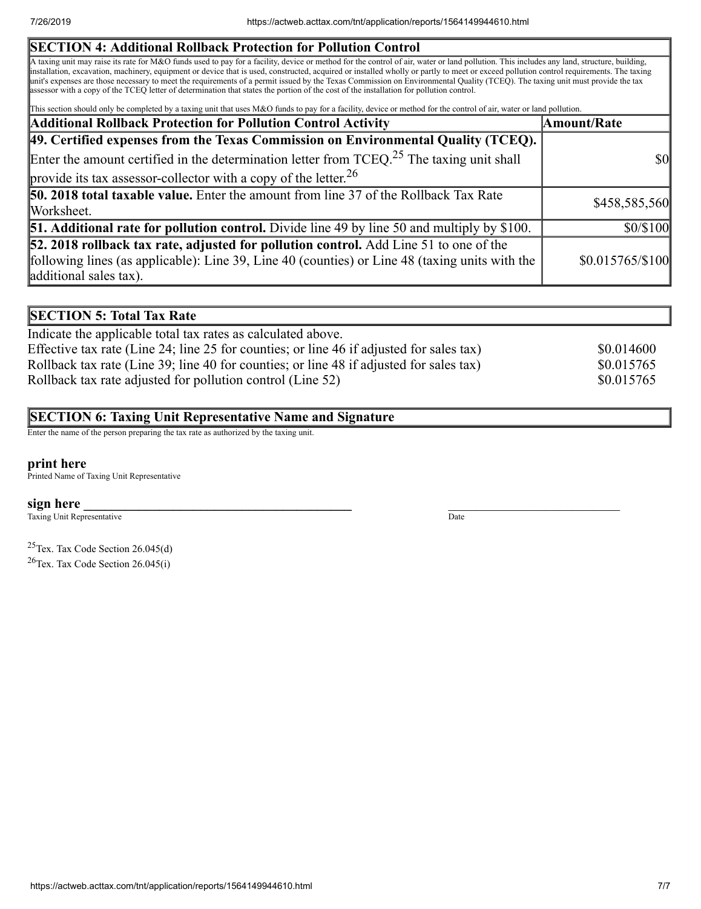## SECTION 4: Additional Rollback Protection for Pollution Control

A taxing unit may raise its rate for M&O funds used to pay for a facility, device or method for the control of air, water or land pollution. This includes any land, structure, building, installation, excavation, machinery, equipment or device that is used, constructed, acquired or installed wholly or partly to meet or exceed pollution control requirements. The taxing unit's expenses are those necessary to meet the requirements of a permit issued by the Texas Commission on Environmental Quality (TCEQ). The taxing unit must provide the tax assessor with a copy of the TCEQ letter of determination that states the portion of the cost of the installation for pollution control.

This section should only be completed by a taxing unit that uses M&O funds to pay for a facility, device or method for the control of air, water or land pollution.

| Additional Rollback Protection for Pollution Control Activity | Amount/Rate |
|---|---|
| **49. Certified expenses from the Texas Commission on Environmental Quality (TCEQ).** Enter the amount certified in the determination letter from TCEQ.[25] The taxing unit shall provide its tax assessor-collector with a copy of the letter.[26] | $0 |
| **50. 2018 total taxable value.** Enter the amount from line 37 of the Rollback Tax Rate Worksheet. | $458,585,560 |
| **51. Additional rate for pollution control.** Divide line 49 by line 50 and multiply by $100. | $0/$100 |
| **52. 2018 rollback tax rate, adjusted for pollution control.** Add Line 51 to one of the following lines (as applicable): Line 39, Line 40 (counties) or Line 48 (taxing units with the additional sales tax). | $0.015765/$100 |

## SECTION 5: Total Tax Rate

Indicate the applicable total tax rates as calculated above.

| | |
|---|---|
| Effective tax rate (Line 24; line 25 for counties; or line 46 if adjusted for sales tax) | $0.014600 |
| Rollback tax rate (Line 39; line 40 for counties; or line 48 if adjusted for sales tax) | $0.015765 |
| Rollback tax rate adjusted for pollution control (Line 52) | $0.015765 |

## SECTION 6: Taxing Unit Representative Name and Signature

Enter the name of the person preparing the tax rate as authorized by the taxing unit.

**print here**
Printed Name of Taxing Unit Representative

**sign here** ________________________________________ ____________________________
Taxing Unit Representative Date

[25]Tex. Tax Code Section 26.045(d)
[26]Tex. Tax Code Section 26.045(i)